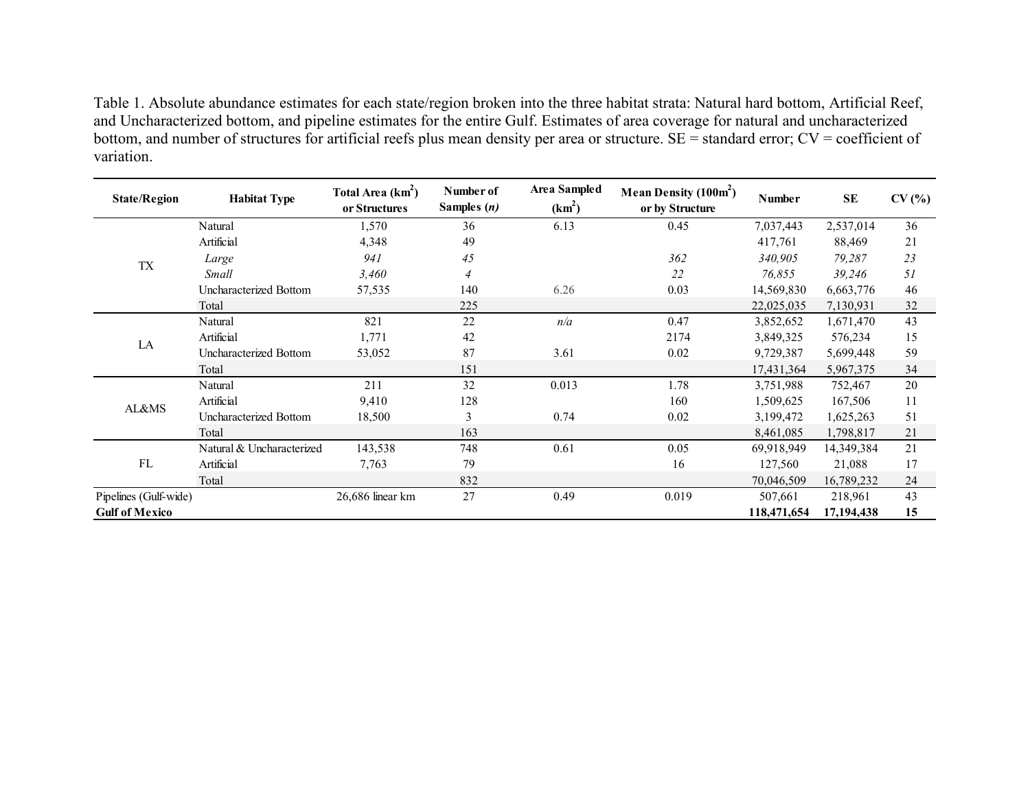Table 1. Absolute abundance estimates for each state/region broken into the three habitat strata: Natural hard bottom, Artificial Reef, and Uncharacterized bottom, and pipeline estimates for the entire Gulf. Estimates of area coverage for natural and uncharacterized bottom, and number of structures for artificial reefs plus mean density per area or structure. SE = standard error; CV = coefficient of variation.

| State/Region | Habitat Type | Total Area ($km^2$) or Structures | Number of Samples (*n*) | Area Sampled ($km^2$) | Mean Density ($100m^2$) or by Structure | Number | SE | CV (%) |
|---|---|---|---|---|---|---|---|---|
| TX | Natural | 1,570 | 36 | 6.13 | 0.45 | 7,037,443 | 2,537,014 | 36 |
| | Artificial | 4,348 | 49 | | | 417,761 | 88,469 | 21 |
| | *Large* | *941* | *45* | | *362* | *340,905* | *79,287* | *23* |
| | *Small* | *3,460* | *4* | | *22* | *76,855* | *39,246* | *51* |
| | Uncharacterized Bottom | 57,535 | 140 | 6.26 | 0.03 | 14,569,830 | 6,663,776 | 46 |
| | Total | | 225 | | | 22,025,035 | 7,130,931 | 32 |
| LA | Natural | 821 | 22 | *n/a* | 0.47 | 3,852,652 | 1,671,470 | 43 |
| | Artificial | 1,771 | 42 | | 2174 | 3,849,325 | 576,234 | 15 |
| | Uncharacterized Bottom | 53,052 | 87 | 3.61 | 0.02 | 9,729,387 | 5,699,448 | 59 |
| | Total | | 151 | | | 17,431,364 | 5,967,375 | 34 |
| AL&MS | Natural | 211 | 32 | 0.013 | 1.78 | 3,751,988 | 752,467 | 20 |
| | Artificial | 9,410 | 128 | | 160 | 1,509,625 | 167,506 | 11 |
| | Uncharacterized Bottom | 18,500 | 3 | 0.74 | 0.02 | 3,199,472 | 1,625,263 | 51 |
| | Total | | 163 | | | 8,461,085 | 1,798,817 | 21 |
| FL | Natural & Uncharacterized | 143,538 | 748 | 0.61 | 0.05 | 69,918,949 | 14,349,384 | 21 |
| | Artificial | 7,763 | 79 | | 16 | 127,560 | 21,088 | 17 |
| | Total | | 832 | | | 70,046,509 | 16,789,232 | 24 |
| Pipelines (Gulf-wide) | | 26,686 linear km | 27 | 0.49 | 0.019 | 507,661 | 218,961 | 43 |
| **Gulf of Mexico** | | | | | | **118,471,654** | **17,194,438** | **15** |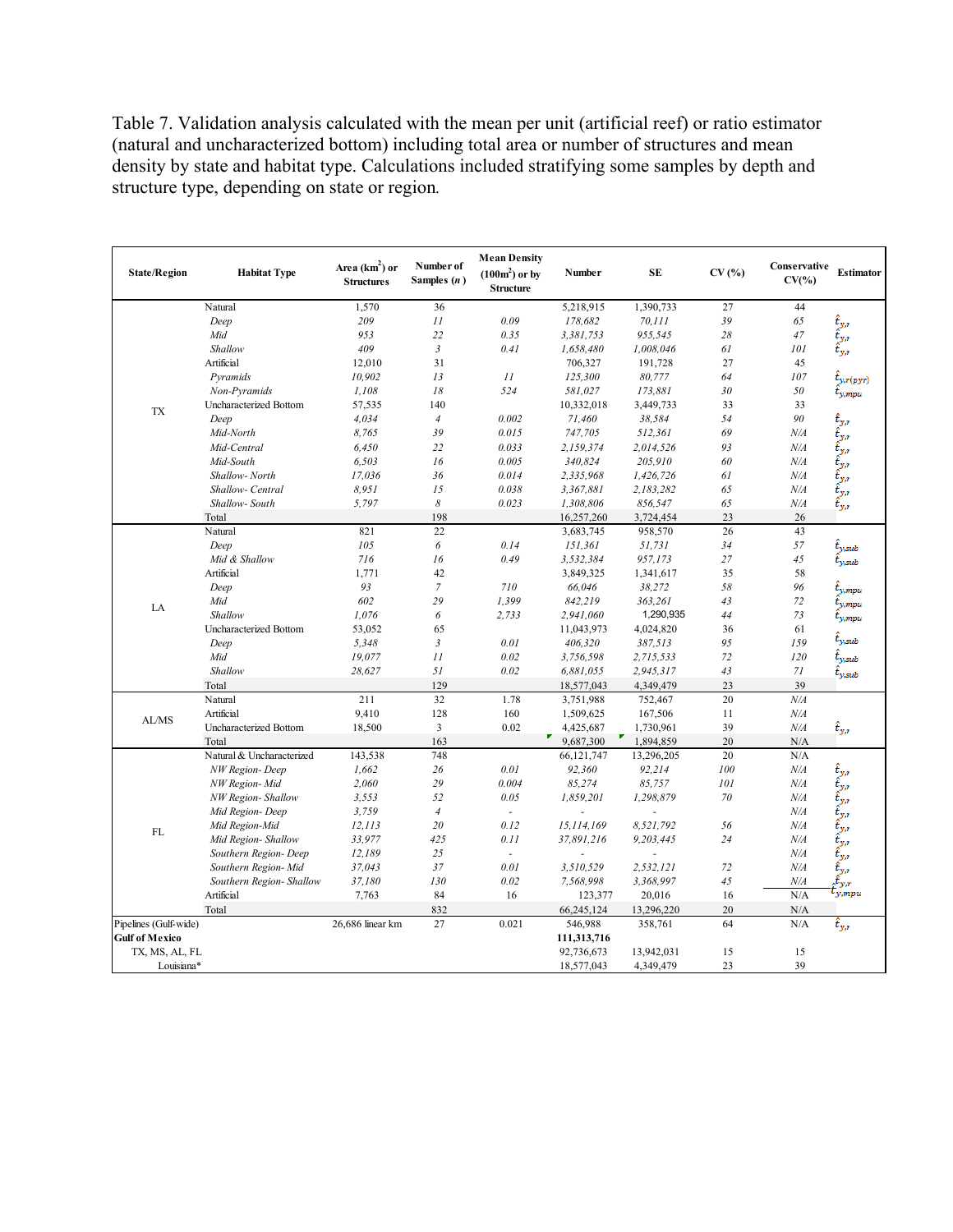Table 7. Validation analysis calculated with the mean per unit (artificial reef) or ratio estimator (natural and uncharacterized bottom) including total area or number of structures and mean density by state and habitat type. Calculations included stratifying some samples by depth and structure type, depending on state or region.

| State/Region | Habitat Type | Area (km$^2$) or Structures | Number of Samples ($n$) | Mean Density (100m$^2$) or by Structure | Number | SE | CV (%) | Conservative CV(%) | Estimator |
|---|---|---|---|---|---|---|---|---|---|
| TX | Natural | 1,570 | 36 | | 5,218,915 | 1,390,733 | 27 | 44 | |
| | *Deep* | *209* | *11* | *0.09* | *178,682* | *70,111* | *39* | *65* | $\hat{t}_{y,r}$ |
| | *Mid* | *953* | *22* | *0.35* | *3,381,753* | *955,545* | *28* | *47* | $\hat{t}_{y,r}$ |
| | *Shallow* | *409* | *3* | *0.41* | *1,658,480* | *1,008,046* | *61* | *101* | $\hat{t}_{y,r}$ |
| | Artificial | 12,010 | 31 | | 706,327 | 191,728 | 27 | 45 | |
| | *Pyramids* | *10,902* | *13* | *11* | *125,300* | *80,777* | *64* | *107* | $\hat{t}_{y,r(pyr)}$ |
| | *Non-Pyramids* | *1,108* | *18* | *524* | *581,027* | *173,881* | *30* | *50* | $\hat{t}_{y,mpu}$ |
| | Uncharacterized Bottom | 57,535 | 140 | | 10,332,018 | 3,449,733 | 33 | 33 | |
| | *Deep* | *4,034* | *4* | *0.002* | *71,460* | *38,584* | *54* | *90* | $\hat{t}_{y,r}$ |
| | *Mid-North* | *8,765* | *39* | *0.015* | *747,705* | *512,361* | *69* | *N/A* | $\hat{t}_{y,r}$ |
| | *Mid-Central* | *6,450* | *22* | *0.033* | *2,159,374* | *2,014,526* | *93* | *N/A* | $\hat{t}_{y,r}$ |
| | *Mid-South* | *6,503* | *16* | *0.005* | *340,824* | *205,910* | *60* | *N/A* | $\hat{t}_{y,r}$ |
| | *Shallow- North* | *17,036* | *36* | *0.014* | *2,335,968* | *1,426,726* | *61* | *N/A* | $\hat{t}_{y,r}$ |
| | *Shallow- Central* | *8,951* | *15* | *0.038* | *3,367,881* | *2,183,282* | *65* | *N/A* | $\hat{t}_{y,r}$ |
| | *Shallow- South* | *5,797* | *8* | *0.023* | *1,308,806* | *856,547* | *65* | *N/A* | $\hat{t}_{y,r}$ |
| | Total | | 198 | | 16,257,260 | 3,724,454 | 23 | 26 | |
| LA | Natural | 821 | 22 | | 3,683,745 | 958,570 | 26 | 43 | |
| | *Deep* | *105* | *6* | *0.14* | *151,361* | *51,731* | *34* | *57* | $\hat{t}_{y,sub}$ |
| | *Mid & Shallow* | *716* | *16* | *0.49* | *3,532,384* | *957,173* | *27* | *45* | $\hat{t}_{y,sub}$ |
| | Artificial | 1,771 | 42 | | 3,849,325 | 1,341,617 | 35 | 58 | |
| | *Deep* | *93* | *7* | *710* | *66,046* | *38,272* | *58* | *96* | $\hat{t}_{y,mpu}$ |
| | *Mid* | *602* | *29* | *1,399* | *842,219* | *363,261* | *43* | *72* | $\hat{t}_{y,mpu}$ |
| | *Shallow* | *1,076* | *6* | *2,733* | *2,941,060* | 1,290,935 | *44* | *73* | $\hat{t}_{y,mpu}$ |
| | Uncharacterized Bottom | 53,052 | 65 | | 11,043,973 | 4,024,820 | 36 | 61 | |
| | *Deep* | *5,348* | *3* | *0.01* | *406,320* | *387,513* | *95* | *159* | $\hat{t}_{y,sub}$ |
| | *Mid* | *19,077* | *11* | *0.02* | *3,756,598* | *2,715,533* | *72* | *120* | $\hat{t}_{y,sub}$ |
| | *Shallow* | *28,627* | *51* | *0.02* | *6,881,055* | *2,945,317* | *43* | *71* | $\hat{t}_{y,sub}$ |
| | Total | | 129 | | 18,577,043 | 4,349,479 | 23 | 39 | |
| AL/MS | Natural | 211 | 32 | 1.78 | 3,751,988 | 752,467 | 20 | N/A | |
| | Artificial | 9,410 | 128 | 160 | 1,509,625 | 167,506 | 11 | N/A | |
| | Uncharacterized Bottom | 18,500 | 3 | 0.02 | 4,425,687 | 1,730,961 | 39 | N/A | $\hat{t}_{y,r}$ |
| | Total | | 163 | | 9,687,300 | 1,894,859 | 20 | N/A | |
| FL | Natural & Uncharacterized | 143,538 | 748 | | 66,121,747 | 13,296,205 | 20 | N/A | |
| | *NW Region- Deep* | *1,662* | *26* | *0.01* | *92,360* | *92,214* | *100* | *N/A* | $\hat{t}_{y,r}$ |
| | *NW Region- Mid* | *2,060* | *29* | *0.004* | *85,274* | *85,757* | *101* | *N/A* | $\hat{t}_{y,r}$ |
| | *NW Region- Shallow* | *3,553* | *52* | *0.05* | *1,859,201* | *1,298,879* | *70* | *N/A* | $\hat{t}_{y,r}$ |
| | *Mid Region- Deep* | *3,759* | *4* | *-* | *-* | *-* | | *N/A* | $\hat{t}_{y,r}$ |
| | *Mid Region-Mid* | *12,113* | *20* | *0.12* | *15,114,169* | *8,521,792* | *56* | *N/A* | $\hat{t}_{y,r}$ |
| | *Mid Region- Shallow* | *33,977* | *425* | *0.11* | *37,891,216* | *9,203,445* | *24* | *N/A* | $\hat{t}_{y,r}$ |
| | *Southern Region- Deep* | *12,189* | *25* | *-* | *-* | *-* | | *N/A* | $\hat{t}_{y,r}$ |
| | *Southern Region- Mid* | *37,043* | *37* | *0.01* | *3,510,529* | *2,532,121* | *72* | *N/A* | $\hat{t}_{y,r}$ |
| | *Southern Region- Shallow* | *37,180* | *130* | *0.02* | *7,568,998* | *3,368,997* | *45* | *N/A* | $\hat{t}_{y,r}$ |
| | Artificial | 7,763 | 84 | 16 | 123,377 | 20,016 | 16 | N/A | $\hat{t}_{y,mpu}$ |
| | Total | | 832 | | 66,245,124 | 13,296,220 | 20 | N/A | |
| Pipelines (Gulf-wide) | | 26,686 linear km | 27 | 0.021 | 546,988 | 358,761 | 64 | N/A | $\hat{t}_{y,r}$ |
| **Gulf of Mexico** | | | | | **111,313,716** | | | | |
| TX, MS, AL, FL | | | | | 92,736,673 | 13,942,031 | 15 | 15 | |
| Louisiana* | | | | | 18,577,043 | 4,349,479 | 23 | 39 | |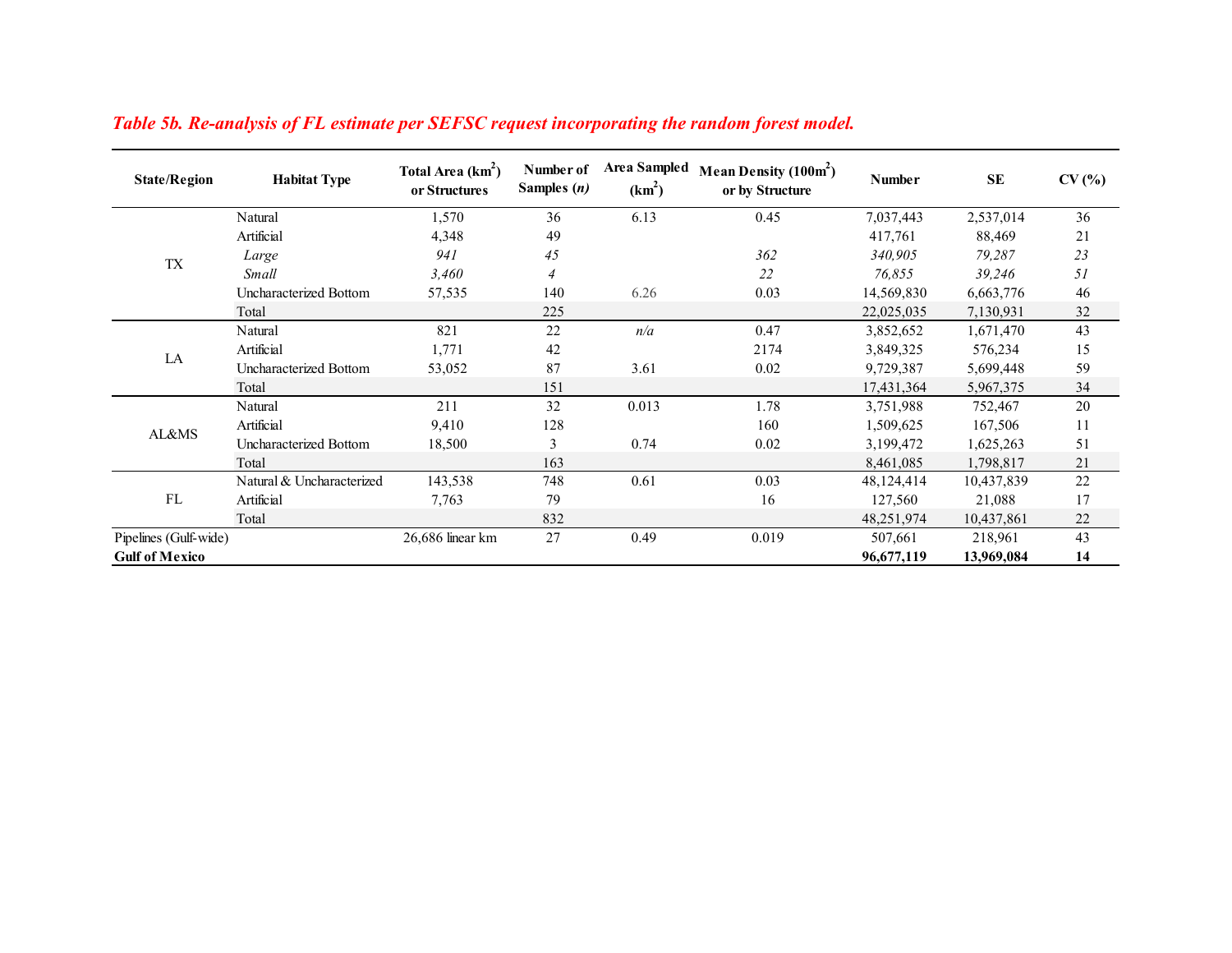*Table 5b. Re-analysis of FL estimate per SEFSC request incorporating the random forest model.*

| State/Region | Habitat Type | Total Area ($km^2$) or Structures | Number of Samples (*n*) | Area Sampled ($km^2$) | Mean Density ($100m^2$) or by Structure | Number | SE | CV (%) |
|---|---|---|---|---|---|---|---|---|
| TX | Natural | 1,570 | 36 | 6.13 | 0.45 | 7,037,443 | 2,537,014 | 36 |
| | Artificial | 4,348 | 49 | | | 417,761 | 88,469 | 21 |
| | *Large* | *941* | *45* | | *362* | *340,905* | *79,287* | *23* |
| | *Small* | *3,460* | *4* | | *22* | *76,855* | *39,246* | *51* |
| | Uncharacterized Bottom | 57,535 | 140 | 6.26 | 0.03 | 14,569,830 | 6,663,776 | 46 |
| | Total | | 225 | | | 22,025,035 | 7,130,931 | 32 |
| LA | Natural | 821 | 22 | *n/a* | 0.47 | 3,852,652 | 1,671,470 | 43 |
| | Artificial | 1,771 | 42 | | 2174 | 3,849,325 | 576,234 | 15 |
| | Uncharacterized Bottom | 53,052 | 87 | 3.61 | 0.02 | 9,729,387 | 5,699,448 | 59 |
| | Total | | 151 | | | 17,431,364 | 5,967,375 | 34 |
| AL&MS | Natural | 211 | 32 | 0.013 | 1.78 | 3,751,988 | 752,467 | 20 |
| | Artificial | 9,410 | 128 | | 160 | 1,509,625 | 167,506 | 11 |
| | Uncharacterized Bottom | 18,500 | 3 | 0.74 | 0.02 | 3,199,472 | 1,625,263 | 51 |
| | Total | | 163 | | | 8,461,085 | 1,798,817 | 21 |
| FL | Natural & Uncharacterized | 143,538 | 748 | 0.61 | 0.03 | 48,124,414 | 10,437,839 | 22 |
| | Artificial | 7,763 | 79 | | 16 | 127,560 | 21,088 | 17 |
| | Total | | 832 | | | 48,251,974 | 10,437,861 | 22 |
| Pipelines (Gulf-wide) | | 26,686 linear km | 27 | 0.49 | 0.019 | 507,661 | 218,961 | 43 |
| **Gulf of Mexico** | | | | | | **96,677,119** | **13,969,084** | **14** |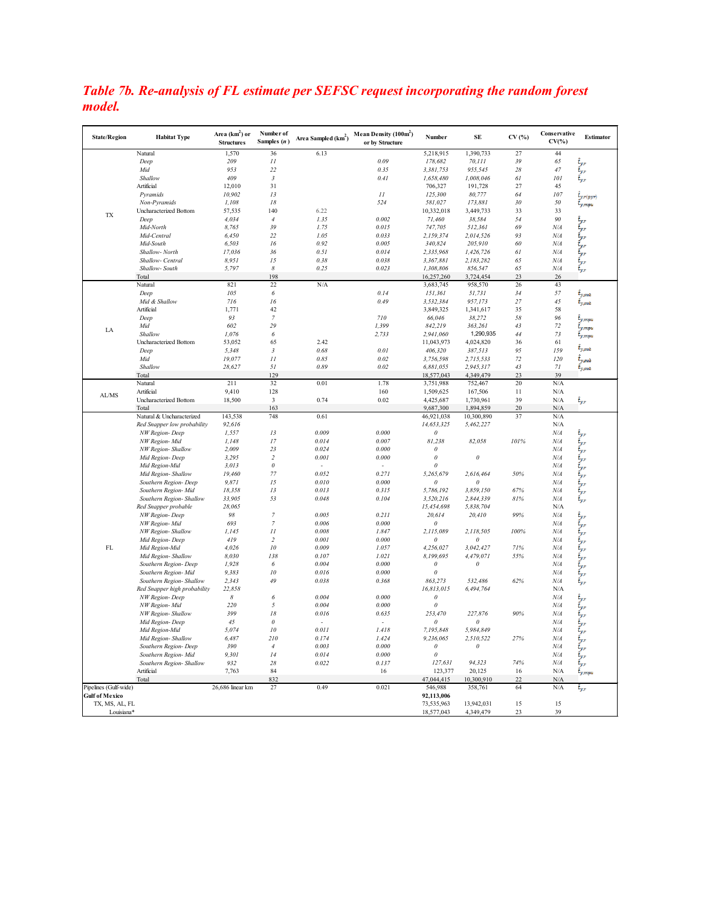## *Table 7b. Re-analysis of FL estimate per SEFSC request incorporating the random forest model.*

| State/Region | Habitat Type | Area (km$^2$) or Structures | Number of Samples ($n$) | Area Sampled (km$^2$) | Mean Density (100m$^2$) or by Structure | Number | SE | CV (%) | Conservative CV(%) | Estimator |
|---|---|---|---|---|---|---|---|---|---|---|
| TX | Natural | 1,570 | 36 | 6.13 | | 5,218,915 | 1,390,733 | 27 | 44 | |
| | *Deep* | *209* | *11* | | *0.09* | *178,682* | *70,111* | *39* | *65* | $\hat{t}_{y,r}$ |
| | *Mid* | *953* | *22* | | *0.35* | *3,381,753* | *955,545* | *28* | *47* | $\hat{t}_{y,r}$ |
| | *Shallow* | *409* | *3* | | *0.41* | *1,658,480* | *1,008,046* | *61* | *101* | $\hat{t}_{y,r}$ |
| | Artificial | 12,010 | 31 | | | 706,327 | 191,728 | 27 | 45 | |
| | *Pyramids* | *10,902* | *13* | | *11* | *125,300* | *80,777* | *64* | *107* | $\hat{t}_{y,r(pyr)}$ |
| | *Non-Pyramids* | *1,108* | *18* | | *524* | *581,027* | *173,881* | *30* | *50* | $\hat{t}_{y,mpu}$ |
| | Uncharacterized Bottom | 57,535 | 140 | 6.22 | | 10,332,018 | 3,449,733 | 33 | 33 | |
| | *Deep* | *4,034* | *4* | *1.35* | *0.002* | *71,460* | *38,584* | *54* | *90* | $\hat{t}_{y,r}$ |
| | *Mid-North* | *8,765* | *39* | *1.75* | *0.015* | *747,705* | *512,361* | *69* | *N/A* | $\hat{t}_{y,r}$ |
| | *Mid-Central* | *6,450* | *22* | *1.05* | *0.033* | *2,159,374* | *2,014,526* | *93* | *N/A* | $\hat{t}_{y,r}$ |
| | *Mid-South* | *6,503* | *16* | *0.92* | *0.005* | *340,824* | *205,910* | *60* | *N/A* | $\hat{t}_{y,r}$ |
| | *Shallow- North* | *17,036* | *36* | *0.51* | *0.014* | *2,335,968* | *1,426,726* | *61* | *N/A* | $\hat{t}_{y,r}$ |
| | *Shallow- Central* | *8,951* | *15* | *0.38* | *0.038* | *3,367,881* | *2,183,282* | *65* | *N/A* | $\hat{t}_{y,r}$ |
| | *Shallow- South* | *5,797* | *8* | *0.25* | *0.023* | *1,308,806* | *856,547* | *65* | *N/A* | $\hat{t}_{y,r}$ |
| | Total | | 198 | | | 16,257,260 | 3,724,454 | 23 | 26 | |
| LA | Natural | 821 | 22 | N/A | | 3,683,745 | 958,570 | 26 | 43 | |
| | *Deep* | *105* | *6* | | *0.14* | *151,361* | *51,731* | *34* | *57* | $\hat{t}_{y,sub}$ |
| | *Mid & Shallow* | *716* | *16* | | *0.49* | *3,532,384* | *957,173* | *27* | *45* | $\hat{t}_{y,sub}$ |
| | Artificial | 1,771 | 42 | | | 3,849,325 | 1,341,617 | 35 | 58 | |
| | *Deep* | *93* | *7* | | *710* | *66,046* | *38,272* | *58* | *96* | $\hat{t}_{y,mpu}$ |
| | *Mid* | *602* | *29* | | *1,399* | *842,219* | *363,261* | *43* | *72* | $\hat{t}_{y,mpu}$ |
| | *Shallow* | *1,076* | *6* | | *2,733* | *2,941,060* | 1,290,935 | *44* | *73* | $\hat{t}_{y,mpu}$ |
| | Uncharacterized Bottom | 53,052 | 65 | 2.42 | | 11,043,973 | 4,024,820 | 36 | 61 | |
| | *Deep* | *5,348* | *3* | *0.68* | *0.01* | *406,320* | *387,513* | *95* | *159* | $\hat{t}_{y,sub}$ |
| | *Mid* | *19,077* | *11* | *0.85* | *0.02* | *3,756,598* | *2,715,533* | *72* | *120* | $\hat{t}_{y,sub}$ |
| | *Shallow* | *28,627* | *51* | *0.89* | *0.02* | *6,881,055* | *2,945,317* | *43* | *71* | $\hat{t}_{y,sub}$ |
| | Total | | 129 | | | 18,577,043 | 4,349,479 | 23 | 39 | |
| AL/MS | Natural | 211 | 32 | 0.01 | 1.78 | 3,751,988 | 752,467 | 20 | N/A | |
| | Artificial | 9,410 | 128 | | 160 | 1,509,625 | 167,506 | 11 | N/A | |
| | Uncharacterized Bottom | 18,500 | 3 | 0.74 | 0.02 | 4,425,687 | 1,730,961 | 39 | N/A | $\hat{t}_{y,r}$ |
| | Total | | 163 | | | 9,687,300 | 1,894,859 | 20 | N/A | |
| FL | Natural & Uncharacterized | 143,538 | 748 | 0.61 | | 46,921,038 | 10,300,890 | 37 | N/A | |
| | *Red Snapper low probability* | *92,616* | | | | *14,653,325* | *5,462,227* | | N/A | |
| | *NW Region- Deep* | *1,557* | *13* | *0.009* | *0.000* | *0* | | | *N/A* | $\hat{t}_{y,r}$ |
| | *NW Region- Mid* | *1,148* | *17* | *0.014* | *0.007* | *81,238* | *82,058* | *101%* | *N/A* | $\hat{t}_{y,r}$ |
| | *NW Region- Shallow* | *2,009* | *23* | *0.024* | *0.000* | *0* | | | *N/A* | $\hat{t}_{y,r}$ |
| | *Mid Region- Deep* | *3,295* | *2* | *0.001* | *0.000* | *0* | *0* | | *N/A* | $\hat{t}_{y,r}$ |
| | *Mid Region-Mid* | *3,013* | *0* | *-* | *-* | *0* | | | *N/A* | $\hat{t}_{y,r}$ |
| | *Mid Region- Shallow* | *19,460* | *77* | *0.052* | *0.271* | *5,265,679* | *2,616,464* | *50%* | *N/A* | $\hat{t}_{y,r}$ |
| | *Southern Region- Deep* | *9,871* | *15* | *0.010* | *0.000* | *0* | *0* | | *N/A* | $\hat{t}_{y,r}$ |
| | *Southern Region- Mid* | *18,358* | *13* | *0.013* | *0.315* | *5,786,192* | *3,859,150* | *67%* | *N/A* | $\hat{t}_{y,r}$ |
| | *Southern Region- Shallow* | *33,905* | *53* | *0.048* | *0.104* | *3,520,216* | *2,844,339* | *81%* | *N/A* | $\hat{t}_{y,r}$ |
| | *Red Snapper probable* | *28,065* | | | | *15,454,698* | *5,838,704* | | N/A | |
| | *NW Region- Deep* | *98* | *7* | *0.005* | *0.211* | *20,614* | *20,410* | *99%* | *N/A* | $\hat{t}_{y,r}$ |
| | *NW Region- Mid* | *693* | *7* | *0.006* | *0.000* | *0* | | | *N/A* | $\hat{t}_{y,r}$ |
| | *NW Region- Shallow* | *1,145* | *11* | *0.008* | *1.847* | *2,115,089* | *2,118,505* | *100%* | *N/A* | $\hat{t}_{y,r}$ |
| | *Mid Region- Deep* | *419* | *2* | *0.001* | *0.000* | *0* | *0* | | *N/A* | $\hat{t}_{y,r}$ |
| | *Mid Region-Mid* | *4,026* | *10* | *0.009* | *1.057* | *4,256,027* | *3,042,427* | *71%* | *N/A* | $\hat{t}_{y,r}$ |
| | *Mid Region- Shallow* | *8,030* | *138* | *0.107* | *1.021* | *8,199,695* | *4,479,071* | *55%* | *N/A* | $\hat{t}_{y,r}$ |
| | *Southern Region- Deep* | *1,928* | *6* | *0.004* | *0.000* | *0* | *0* | | *N/A* | $\hat{t}_{y,r}$ |
| | *Southern Region- Mid* | *9,383* | *10* | *0.016* | *0.000* | *0* | | | *N/A* | $\hat{t}_{y,r}$ |
| | *Southern Region- Shallow* | *2,343* | *49* | *0.038* | *0.368* | *863,273* | *532,486* | *62%* | *N/A* | $\hat{t}_{y,r}$ |
| | *Red Snapper high probability* | *22,858* | | | | *16,813,015* | *6,494,764* | | N/A | |
| | *NW Region- Deep* | *8* | *6* | *0.004* | *0.000* | *0* | | | *N/A* | $\hat{t}_{y,r}$ |
| | *NW Region- Mid* | *220* | *5* | *0.004* | *0.000* | *0* | | | *N/A* | $\hat{t}_{y,r}$ |
| | *NW Region- Shallow* | *399* | *18* | *0.016* | *0.635* | *253,470* | *227,876* | *90%* | *N/A* | $\hat{t}_{y,r}$ |
| | *Mid Region- Deep* | *45* | *0* | *-* | *-* | *0* | *0* | | *N/A* | $\hat{t}_{y,r}$ |
| | *Mid Region-Mid* | *5,074* | *10* | *0.011* | *1.418* | *7,195,848* | *5,984,849* | | *N/A* | $\hat{t}_{y,r}$ |
| | *Mid Region- Shallow* | *6,487* | *210* | *0.174* | *1.424* | *9,236,065* | *2,510,522* | *27%* | *N/A* | $\hat{t}_{y,r}$ |
| | *Southern Region- Deep* | *390* | *4* | *0.003* | *0.000* | *0* | *0* | | *N/A* | $\hat{t}_{y,r}$ |
| | *Southern Region- Mid* | *9,301* | *14* | *0.014* | *0.000* | *0* | | | *N/A* | $\hat{t}_{y,r}$ |
| | *Southern Region- Shallow* | *932* | *28* | *0.022* | *0.137* | *127,631* | *94,323* | *74%* | *N/A* | $\hat{t}_{y,r}$ |
| | Artificial | 7,763 | 84 | | 16 | 123,377 | 20,125 | 16 | N/A | $\hat{t}_{y,mpu}$ |
| | Total | | 832 | | | 47,044,415 | 10,300,910 | 22 | N/A | |
| Pipelines (Gulf-wide) | | 26,686 linear km | 27 | 0.49 | 0.021 | 546,988 | 358,761 | 64 | N/A | $\hat{t}_{y,r}$ |
| **Gulf of Mexico** | | | | | | **92,113,006** | | | | |
| TX, MS, AL, FL | | | | | | 73,535,963 | 13,942,031 | 15 | 15 | |
| Louisiana* | | | | | | 18,577,043 | 4,349,479 | 23 | 39 | |